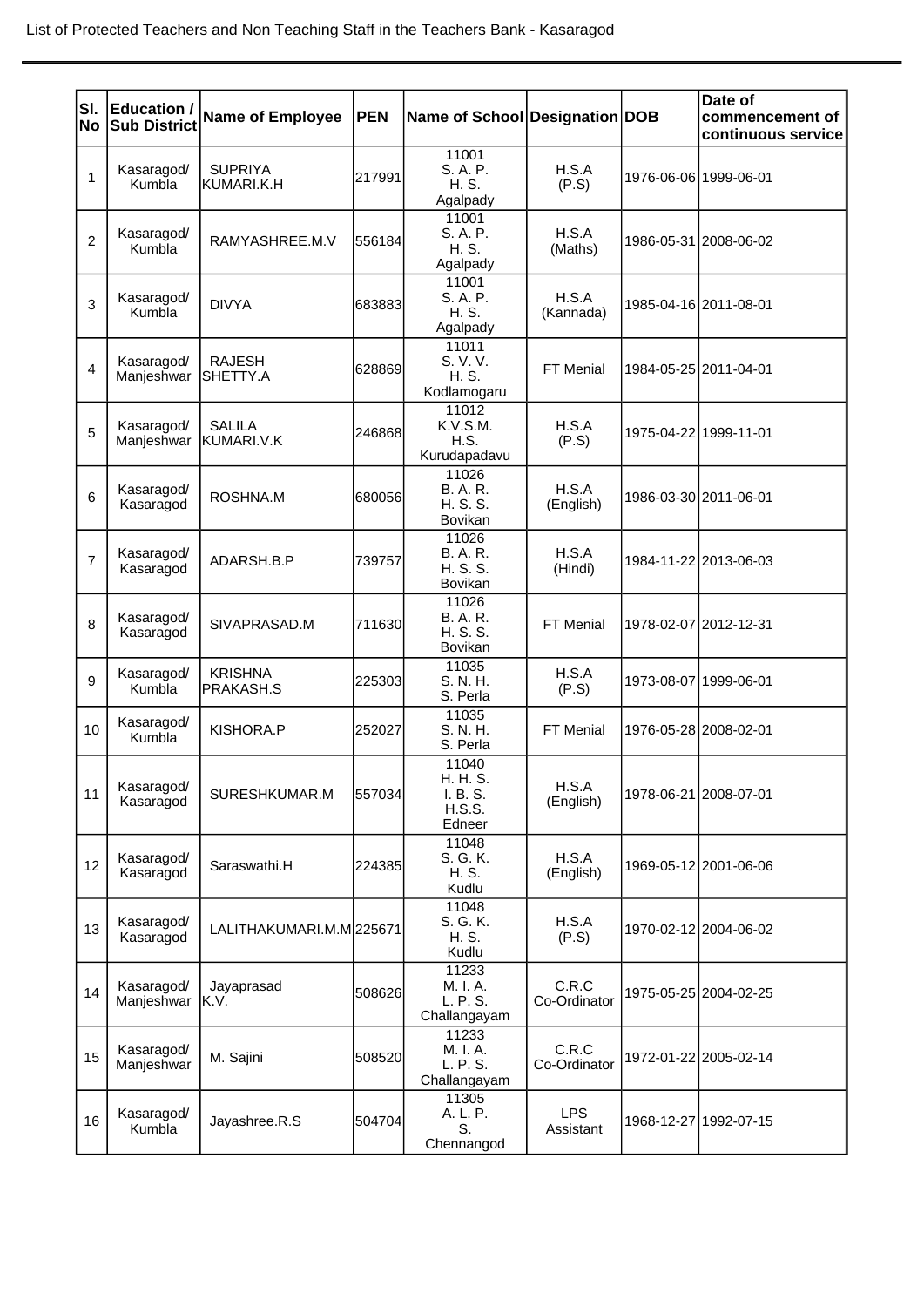List of Protected Teachers and Non Teaching Staff in the Teachers Bank - Kasaragod

| Sl. No | Education / Sub District | Name of Employee | PEN | Name of School | Designation | DOB | Date of commencement of continuous service |
|---|---|---|---|---|---|---|---|
| 1 | Kasaragod/ Kumbla | SUPRIYA KUMARI.K.H | 217991 | 11001 S. A. P. H. S. Agalpady | H.S.A (P.S) | 1976-06-06 | 1999-06-01 |
| 2 | Kasaragod/ Kumbla | RAMYASHREE.M.V | 556184 | 11001 S. A. P. H. S. Agalpady | H.S.A (Maths) | 1986-05-31 | 2008-06-02 |
| 3 | Kasaragod/ Kumbla | DIVYA | 683883 | 11001 S. A. P. H. S. Agalpady | H.S.A (Kannada) | 1985-04-16 | 2011-08-01 |
| 4 | Kasaragod/ Manjeshwar | RAJESH SHETTY.A | 628869 | 11011 S. V. V. H. S. Kodlamogaru | FT Menial | 1984-05-25 | 2011-04-01 |
| 5 | Kasaragod/ Manjeshwar | SALILA KUMARI.V.K | 246868 | 11012 K.V.S.M. H.S. Kurudapadavu | H.S.A (P.S) | 1975-04-22 | 1999-11-01 |
| 6 | Kasaragod/ Kasaragod | ROSHNA.M | 680056 | 11026 B. A. R. H. S. S. Bovikan | H.S.A (English) | 1986-03-30 | 2011-06-01 |
| 7 | Kasaragod/ Kasaragod | ADARSH.B.P | 739757 | 11026 B. A. R. H. S. S. Bovikan | H.S.A (Hindi) | 1984-11-22 | 2013-06-03 |
| 8 | Kasaragod/ Kasaragod | SIVAPRASAD.M | 711630 | 11026 B. A. R. H. S. S. Bovikan | FT Menial | 1978-02-07 | 2012-12-31 |
| 9 | Kasaragod/ Kumbla | KRISHNA PRAKASH.S | 225303 | 11035 S. N. H. S. Perla | H.S.A (P.S) | 1973-08-07 | 1999-06-01 |
| 10 | Kasaragod/ Kumbla | KISHORA.P | 252027 | 11035 S. N. H. S. Perla | FT Menial | 1976-05-28 | 2008-02-01 |
| 11 | Kasaragod/ Kasaragod | SURESHKUMAR.M | 557034 | 11040 H. H. S. I. B. S. H.S.S. Edneer | H.S.A (English) | 1978-06-21 | 2008-07-01 |
| 12 | Kasaragod/ Kasaragod | Saraswathi.H | 224385 | 11048 S. G. K. H. S. Kudlu | H.S.A (English) | 1969-05-12 | 2001-06-06 |
| 13 | Kasaragod/ Kasaragod | LALITHAKUMARI.M.M | 225671 | 11048 S. G. K. H. S. Kudlu | H.S.A (P.S) | 1970-02-12 | 2004-06-02 |
| 14 | Kasaragod/ Manjeshwar | Jayaprasad K.V. | 508626 | 11233 M. I. A. L. P. S. Challangayam | C.R.C Co-Ordinator | 1975-05-25 | 2004-02-25 |
| 15 | Kasaragod/ Manjeshwar | M. Sajini | 508520 | 11233 M. I. A. L. P. S. Challangayam | C.R.C Co-Ordinator | 1972-01-22 | 2005-02-14 |
| 16 | Kasaragod/ Kumbla | Jayashree.R.S | 504704 | 11305 A. L. P. S. Chennangod | LPS Assistant | 1968-12-27 | 1992-07-15 |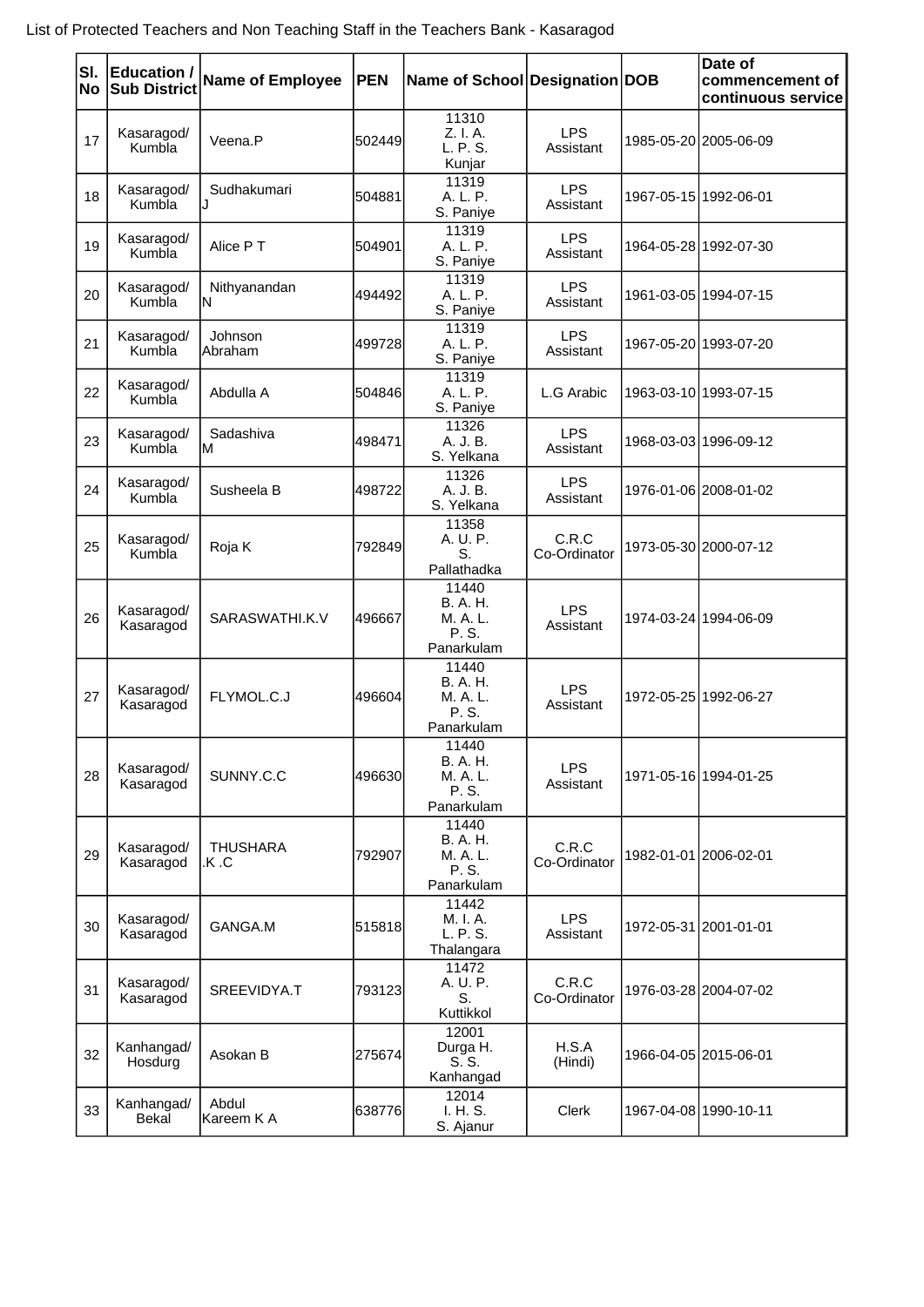List of Protected Teachers and Non Teaching Staff in the Teachers Bank - Kasaragod

| Sl. No | Education / Sub District | Name of Employee | PEN | Name of School | Designation | DOB | Date of commencement of continuous service |
|---|---|---|---|---|---|---|---|
| 17 | Kasaragod/ Kumbla | Veena.P | 502449 | 11310 Z. I. A. L. P. S. Kunjar | LPS Assistant | 1985-05-20 | 2005-06-09 |
| 18 | Kasaragod/ Kumbla | Sudhakumari J | 504881 | 11319 A. L. P. S. Paniye | LPS Assistant | 1967-05-15 | 1992-06-01 |
| 19 | Kasaragod/ Kumbla | Alice P T | 504901 | 11319 A. L. P. S. Paniye | LPS Assistant | 1964-05-28 | 1992-07-30 |
| 20 | Kasaragod/ Kumbla | Nithyanandan N | 494492 | 11319 A. L. P. S. Paniye | LPS Assistant | 1961-03-05 | 1994-07-15 |
| 21 | Kasaragod/ Kumbla | Johnson Abraham | 499728 | 11319 A. L. P. S. Paniye | LPS Assistant | 1967-05-20 | 1993-07-20 |
| 22 | Kasaragod/ Kumbla | Abdulla A | 504846 | 11319 A. L. P. S. Paniye | L.G Arabic | 1963-03-10 | 1993-07-15 |
| 23 | Kasaragod/ Kumbla | Sadashiva M | 498471 | 11326 A. J. B. S. Yelkana | LPS Assistant | 1968-03-03 | 1996-09-12 |
| 24 | Kasaragod/ Kumbla | Susheela B | 498722 | 11326 A. J. B. S. Yelkana | LPS Assistant | 1976-01-06 | 2008-01-02 |
| 25 | Kasaragod/ Kumbla | Roja K | 792849 | 11358 A. U. P. S. Pallathadka | C.R.C Co-Ordinator | 1973-05-30 | 2000-07-12 |
| 26 | Kasaragod/ Kasaragod | SARASWATHI.K.V | 496667 | 11440 B. A. H. M. A. L. P. S. Panarkulam | LPS Assistant | 1974-03-24 | 1994-06-09 |
| 27 | Kasaragod/ Kasaragod | FLYMOL.C.J | 496604 | 11440 B. A. H. M. A. L. P. S. Panarkulam | LPS Assistant | 1972-05-25 | 1992-06-27 |
| 28 | Kasaragod/ Kasaragod | SUNNY.C.C | 496630 | 11440 B. A. H. M. A. L. P. S. Panarkulam | LPS Assistant | 1971-05-16 | 1994-01-25 |
| 29 | Kasaragod/ Kasaragod | THUSHARA .K .C | 792907 | 11440 B. A. H. M. A. L. P. S. Panarkulam | C.R.C Co-Ordinator | 1982-01-01 | 2006-02-01 |
| 30 | Kasaragod/ Kasaragod | GANGA.M | 515818 | 11442 M. I. A. L. P. S. Thalangara | LPS Assistant | 1972-05-31 | 2001-01-01 |
| 31 | Kasaragod/ Kasaragod | SREEVIDYA.T | 793123 | 11472 A. U. P. S. Kuttikkol | C.R.C Co-Ordinator | 1976-03-28 | 2004-07-02 |
| 32 | Kanhangad/ Hosdurg | Asokan B | 275674 | 12001 Durga H. S. S. Kanhangad | H.S.A (Hindi) | 1966-04-05 | 2015-06-01 |
| 33 | Kanhangad/ Bekal | Abdul Kareem K A | 638776 | 12014 I. H. S. S. Ajanur | Clerk | 1967-04-08 | 1990-10-11 |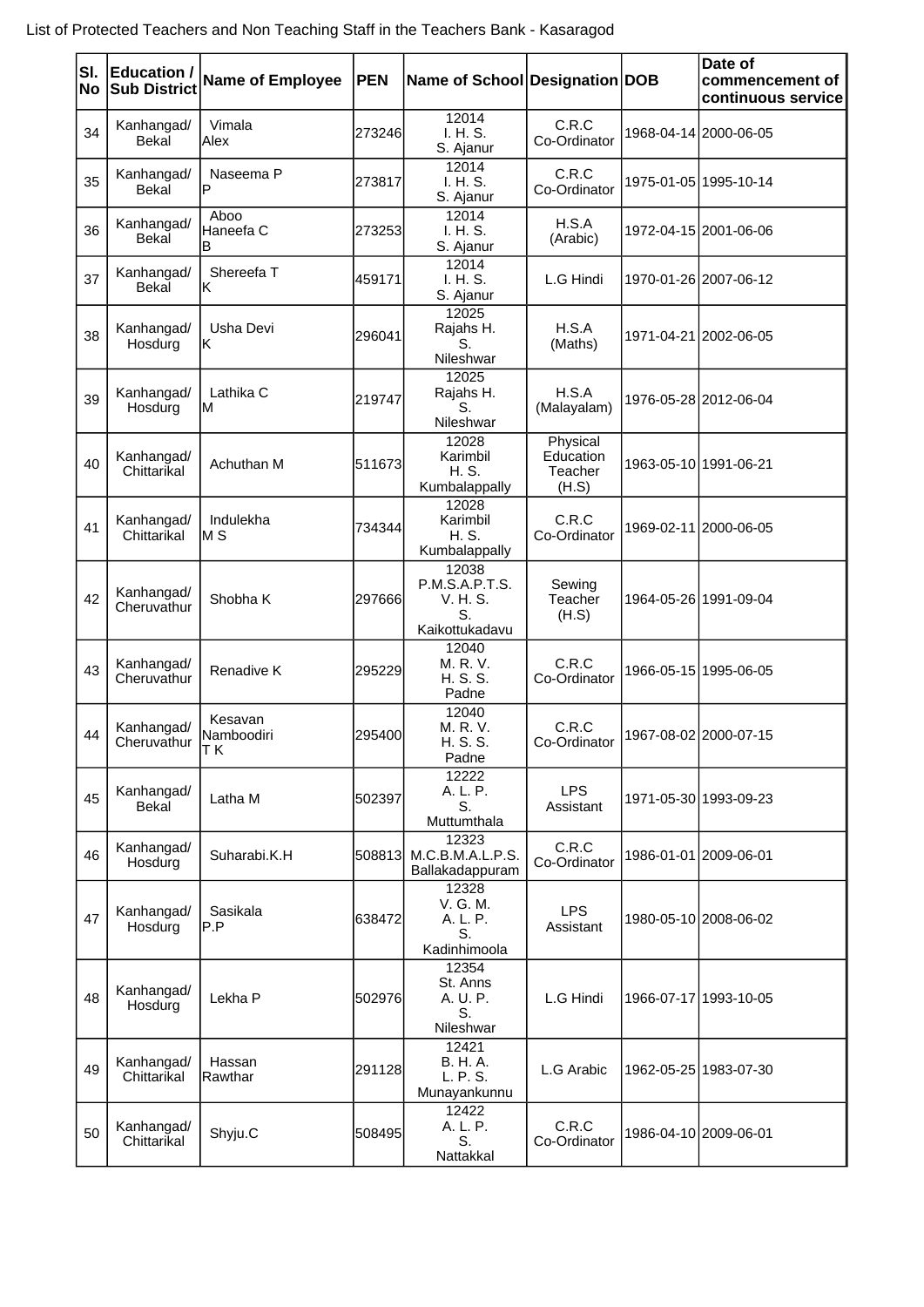List of Protected Teachers and Non Teaching Staff in the Teachers Bank - Kasaragod

| Sl. No | Education / Sub District | Name of Employee | PEN | Name of School | Designation | DOB | Date of commencement of continuous service |
|---|---|---|---|---|---|---|---|
| 34 | Kanhangad/ Bekal | Vimala Alex | 273246 | 12014 I. H. S. S. Ajanur | C.R.C Co-Ordinator | 1968-04-14 | 2000-06-05 |
| 35 | Kanhangad/ Bekal | Naseema P P | 273817 | 12014 I. H. S. S. Ajanur | C.R.C Co-Ordinator | 1975-01-05 | 1995-10-14 |
| 36 | Kanhangad/ Bekal | Aboo Haneefa C B | 273253 | 12014 I. H. S. S. Ajanur | H.S.A (Arabic) | 1972-04-15 | 2001-06-06 |
| 37 | Kanhangad/ Bekal | Shereefa T K | 459171 | 12014 I. H. S. S. Ajanur | L.G Hindi | 1970-01-26 | 2007-06-12 |
| 38 | Kanhangad/ Hosdurg | Usha Devi K | 296041 | 12025 Rajahs H. S. Nileshwar | H.S.A (Maths) | 1971-04-21 | 2002-06-05 |
| 39 | Kanhangad/ Hosdurg | Lathika C M | 219747 | 12025 Rajahs H. S. Nileshwar | H.S.A (Malayalam) | 1976-05-28 | 2012-06-04 |
| 40 | Kanhangad/ Chittarikal | Achuthan M | 511673 | 12028 Karimbil H. S. Kumbalappally | Physical Education Teacher (H.S) | 1963-05-10 | 1991-06-21 |
| 41 | Kanhangad/ Chittarikal | Indulekha M S | 734344 | 12028 Karimbil H. S. Kumbalappally | C.R.C Co-Ordinator | 1969-02-11 | 2000-06-05 |
| 42 | Kanhangad/ Cheruvathur | Shobha K | 297666 | 12038 P.M.S.A.P.T.S. V. H. S. S. Kaikottukadavu | Sewing Teacher (H.S) | 1964-05-26 | 1991-09-04 |
| 43 | Kanhangad/ Cheruvathur | Renadive K | 295229 | 12040 M. R. V. H. S. S. Padne | C.R.C Co-Ordinator | 1966-05-15 | 1995-06-05 |
| 44 | Kanhangad/ Cheruvathur | Kesavan Namboodiri T K | 295400 | 12040 M. R. V. H. S. S. Padne | C.R.C Co-Ordinator | 1967-08-02 | 2000-07-15 |
| 45 | Kanhangad/ Bekal | Latha M | 502397 | 12222 A. L. P. S. Muttumthala | LPS Assistant | 1971-05-30 | 1993-09-23 |
| 46 | Kanhangad/ Hosdurg | Suharabi.K.H | 508813 | 12323 M.C.B.M.A.L.P.S. Ballakadappuram | C.R.C Co-Ordinator | 1986-01-01 | 2009-06-01 |
| 47 | Kanhangad/ Hosdurg | Sasikala P.P | 638472 | 12328 V. G. M. A. L. P. S. Kadinhimoola | LPS Assistant | 1980-05-10 | 2008-06-02 |
| 48 | Kanhangad/ Hosdurg | Lekha P | 502976 | 12354 St. Anns A. U. P. S. Nileshwar | L.G Hindi | 1966-07-17 | 1993-10-05 |
| 49 | Kanhangad/ Chittarikal | Hassan Rawthar | 291128 | 12421 B. H. A. L. P. S. Munayankunnu | L.G Arabic | 1962-05-25 | 1983-07-30 |
| 50 | Kanhangad/ Chittarikal | Shyju.C | 508495 | 12422 A. L. P. S. Nattakkal | C.R.C Co-Ordinator | 1986-04-10 | 2009-06-01 |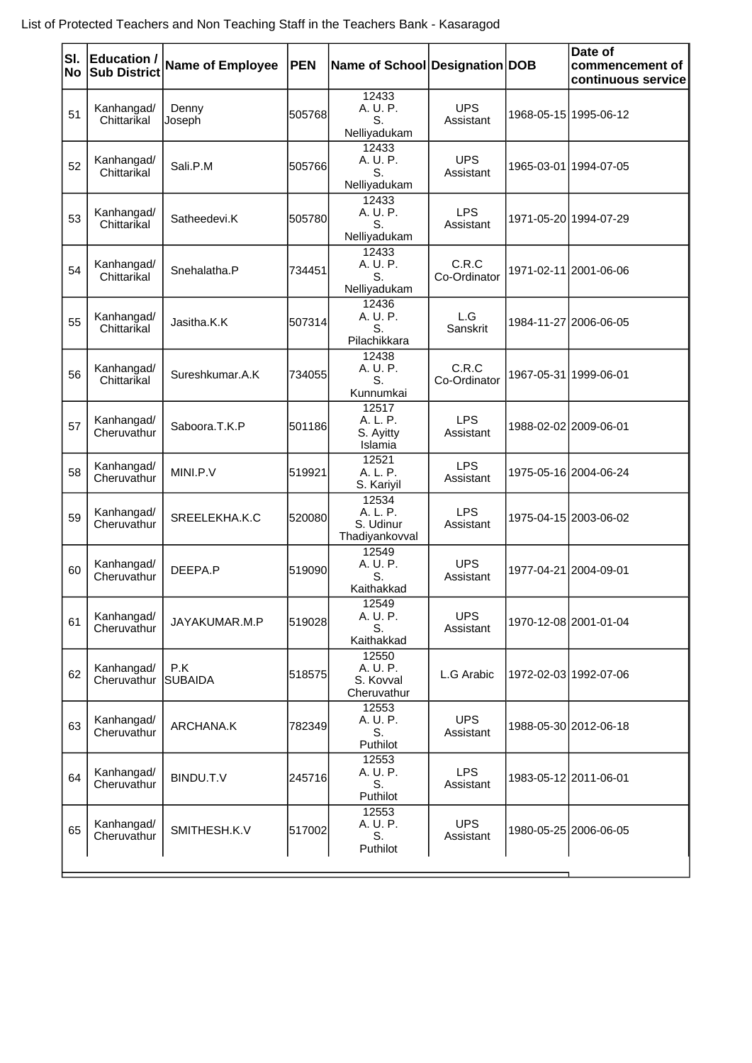List of Protected Teachers and Non Teaching Staff in the Teachers Bank - Kasaragod

| Sl. No | Education / Sub District | Name of Employee | PEN | Name of School | Designation | DOB | Date of commencement of continuous service |
|---|---|---|---|---|---|---|---|
| 51 | Kanhangad/ Chittarikal | Denny Joseph | 505768 | 12433 A. U. P. S. Nelliyadukam | UPS Assistant | 1968-05-15 | 1995-06-12 |
| 52 | Kanhangad/ Chittarikal | Sali.P.M | 505766 | 12433 A. U. P. S. Nelliyadukam | UPS Assistant | 1965-03-01 | 1994-07-05 |
| 53 | Kanhangad/ Chittarikal | Satheedevi.K | 505780 | 12433 A. U. P. S. Nelliyadukam | LPS Assistant | 1971-05-20 | 1994-07-29 |
| 54 | Kanhangad/ Chittarikal | Snehalatha.P | 734451 | 12433 A. U. P. S. Nelliyadukam | C.R.C Co-Ordinator | 1971-02-11 | 2001-06-06 |
| 55 | Kanhangad/ Chittarikal | Jasitha.K.K | 507314 | 12436 A. U. P. S. Pilachikkara | L.G Sanskrit | 1984-11-27 | 2006-06-05 |
| 56 | Kanhangad/ Chittarikal | Sureshkumar.A.K | 734055 | 12438 A. U. P. S. Kunnumkai | C.R.C Co-Ordinator | 1967-05-31 | 1999-06-01 |
| 57 | Kanhangad/ Cheruvathur | Saboora.T.K.P | 501186 | 12517 A. L. P. S. Ayitty Islamia | LPS Assistant | 1988-02-02 | 2009-06-01 |
| 58 | Kanhangad/ Cheruvathur | MINI.P.V | 519921 | 12521 A. L. P. S. Kariyil | LPS Assistant | 1975-05-16 | 2004-06-24 |
| 59 | Kanhangad/ Cheruvathur | SREELEKHA.K.C | 520080 | 12534 A. L. P. S. Udinur Thadiyankovval | LPS Assistant | 1975-04-15 | 2003-06-02 |
| 60 | Kanhangad/ Cheruvathur | DEEPA.P | 519090 | 12549 A. U. P. S. Kaithakkad | UPS Assistant | 1977-04-21 | 2004-09-01 |
| 61 | Kanhangad/ Cheruvathur | JAYAKUMAR.M.P | 519028 | 12549 A. U. P. S. Kaithakkad | UPS Assistant | 1970-12-08 | 2001-01-04 |
| 62 | Kanhangad/ Cheruvathur | P.K SUBAIDA | 518575 | 12550 A. U. P. S. Kovval Cheruvathur | L.G Arabic | 1972-02-03 | 1992-07-06 |
| 63 | Kanhangad/ Cheruvathur | ARCHANA.K | 782349 | 12553 A. U. P. S. Puthilot | UPS Assistant | 1988-05-30 | 2012-06-18 |
| 64 | Kanhangad/ Cheruvathur | BINDU.T.V | 245716 | 12553 A. U. P. S. Puthilot | LPS Assistant | 1983-05-12 | 2011-06-01 |
| 65 | Kanhangad/ Cheruvathur | SMITHESH.K.V | 517002 | 12553 A. U. P. S. Puthilot | UPS Assistant | 1980-05-25 | 2006-06-05 |